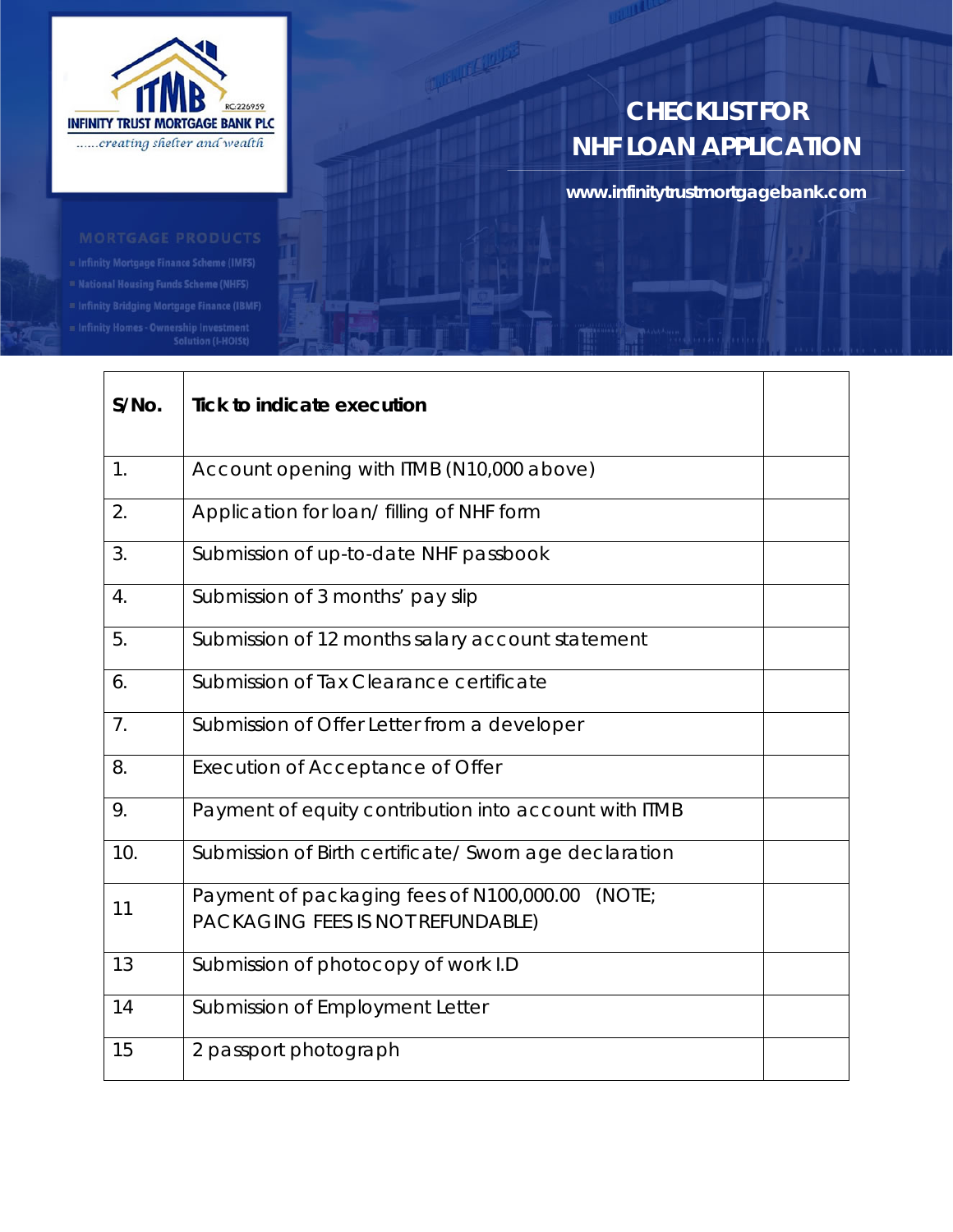INFINITY TRUST MORTGAGE BANK PLC

RC:226959

......creating shelter and wealth

MORTGAGE PRODUCTS

- Infinity Mortgage Finance Scheme (IMFS)
- National Housing Funds Scheme (NHFS)
- Infinity Bridging Mortgage Finance (IBMF)
- Infinity Homes - Ownership Investment Solution (I-HOISt)

# CHECKLIST FOR NHF LOAN APPLICATION

www.infinitytrustmortgagebank.com

| S/No. | Tick to indicate execution | |
|---|---|---|
| 1. | Account opening with ITMB (N10,000 above) | |
| 2. | Application for loan/ filling of NHF form | |
| 3. | Submission of up-to-date NHF passbook | |
| 4. | Submission of 3 months' pay slip | |
| 5. | Submission of 12 months salary account statement | |
| 6. | Submission of Tax Clearance certificate | |
| 7. | Submission of Offer Letter from a developer | |
| 8. | Execution of Acceptance of Offer | |
| 9. | Payment of equity contribution into account with ITMB | |
| 10. | Submission of Birth certificate/ Sworn age declaration | |
| 11 | Payment of packaging fees of N100,000.00 (NOTE; PACKAGING FEES IS NOT REFUNDABLE) | |
| 13 | Submission of photocopy of work I.D | |
| 14 | Submission of Employment Letter | |
| 15 | 2 passport photograph | |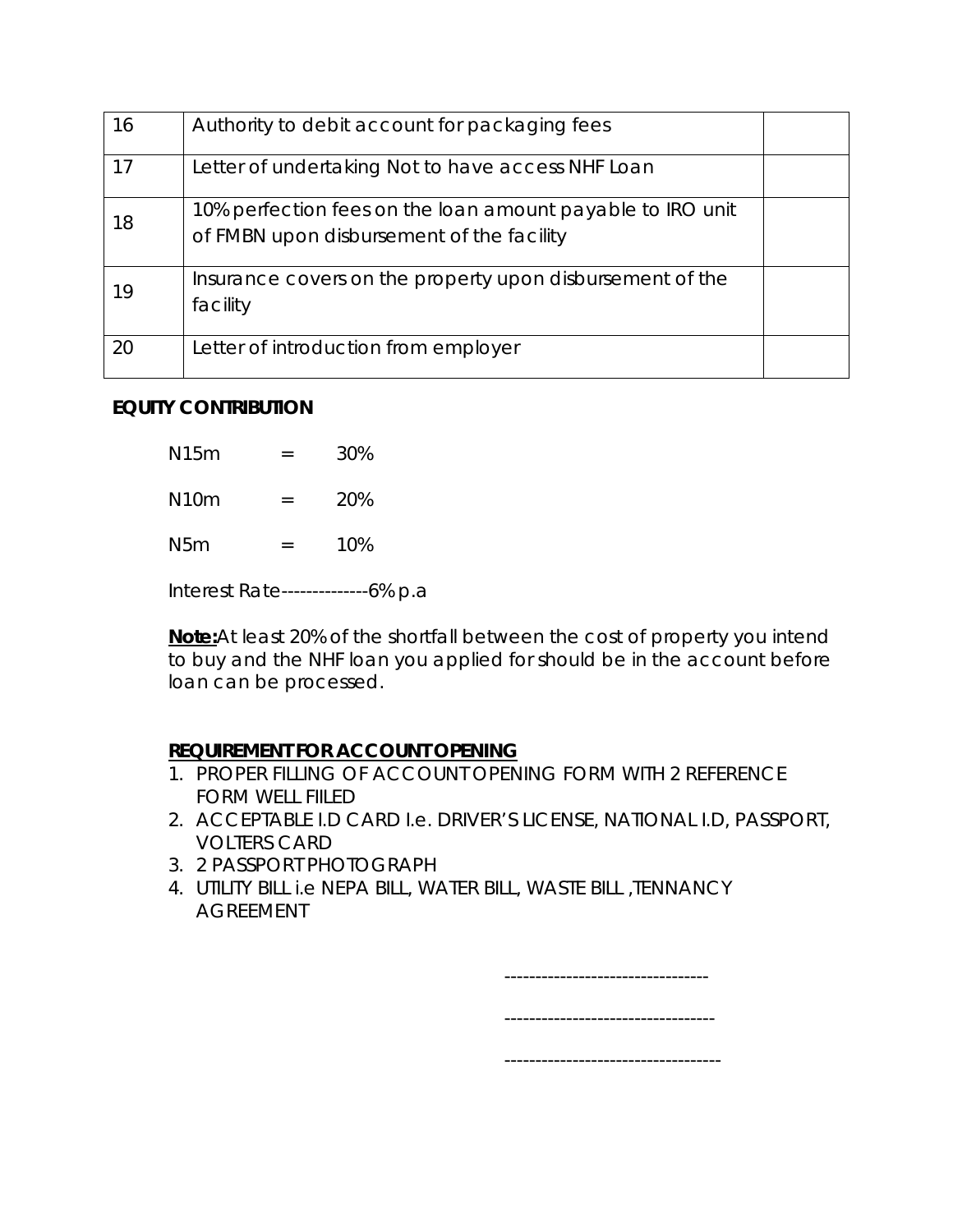| 16 | Authority to debit account for packaging fees | |
|---|---|---|
| 17 | Letter of undertaking Not to have access NHF Loan | |
| 18 | 10% perfection fees on the loan amount payable to IRO unit of FMBN upon disbursement of the facility | |
| 19 | Insurance covers on the property upon disbursement of the facility | |
| 20 | Letter of introduction from employer | |

**EQUITY CONTRIBUTION**

N15m = 30%

N10m = 20%

N5m = 10%

Interest Rate--------------6% p.a

**Note:** At least 20% of the shortfall between the cost of property you intend to buy and the NHF loan you applied for should be in the account before loan can be processed.

**REQUIREMENT FOR ACCOUNT OPENING**

1. PROPER FILLING OF ACCOUNT OPENING FORM WITH 2 REFERENCE FORM WELL FIILED
2. ACCEPTABLE I.D CARD I.e. DRIVER'S LICENSE, NATIONAL I.D, PASSPORT, VOLTERS CARD
3. 2 PASSPORT PHOTOGRAPH
4. UTILITY BILL i.e NEPA BILL, WATER BILL, WASTE BILL ,TENNANCY AGREEMENT

---------------------------------

----------------------------------

-----------------------------------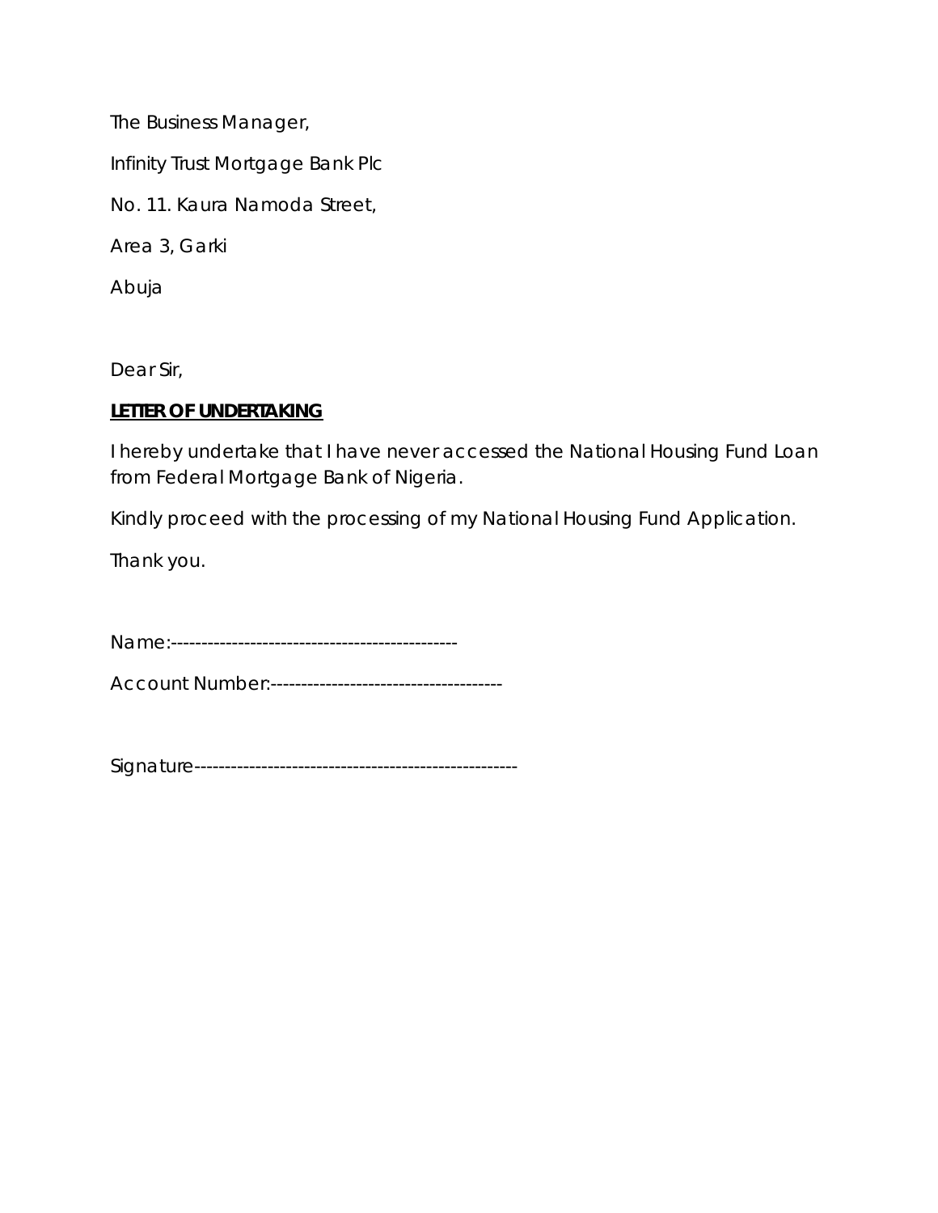The Business Manager,

Infinity Trust Mortgage Bank Plc

No. 11. Kaura Namoda Street,

Area 3, Garki

Abuja

Dear Sir,

**<u>LETTER OF UNDERTAKING</u>**

I hereby undertake that I have never accessed the National Housing Fund Loan from Federal Mortgage Bank of Nigeria.

Kindly proceed with the processing of my National Housing Fund Application.

Thank you.

Name:-----------------------------------------------

Account Number:--------------------------------------

Signature----------------------------------------------------